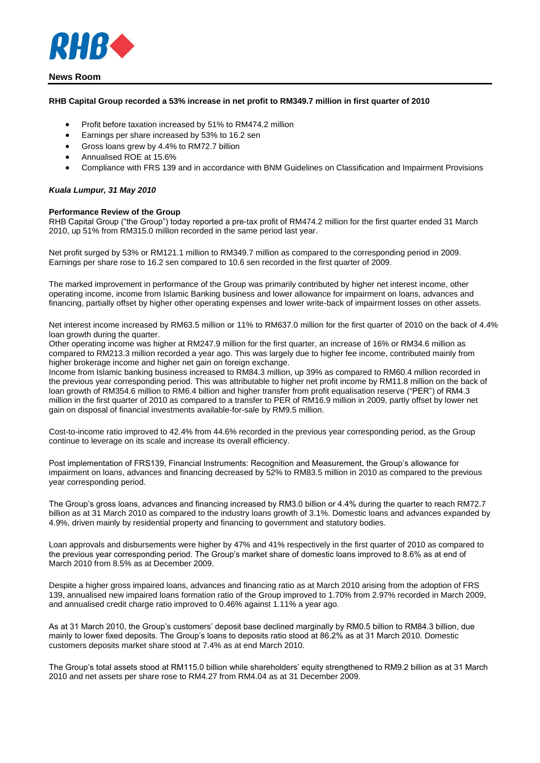RHB

**News Room**

**RHB Capital Group recorded a 53% increase in net profit to RM349.7 million in first quarter of 2010**

- Profit before taxation increased by 51% to RM474.2 million
- Earnings per share increased by 53% to 16.2 sen
- Gross loans grew by 4.4% to RM72.7 billion
- Annualised ROE at 15.6%
- Compliance with FRS 139 and in accordance with BNM Guidelines on Classification and Impairment Provisions

***Kuala Lumpur, 31 May 2010***

**Performance Review of the Group**

RHB Capital Group ("the Group") today reported a pre-tax profit of RM474.2 million for the first quarter ended 31 March 2010, up 51% from RM315.0 million recorded in the same period last year.

Net profit surged by 53% or RM121.1 million to RM349.7 million as compared to the corresponding period in 2009. Earnings per share rose to 16.2 sen compared to 10.6 sen recorded in the first quarter of 2009.

The marked improvement in performance of the Group was primarily contributed by higher net interest income, other operating income, income from Islamic Banking business and lower allowance for impairment on loans, advances and financing, partially offset by higher other operating expenses and lower write-back of impairment losses on other assets.

Net interest income increased by RM63.5 million or 11% to RM637.0 million for the first quarter of 2010 on the back of 4.4% loan growth during the quarter.

Other operating income was higher at RM247.9 million for the first quarter, an increase of 16% or RM34.6 million as compared to RM213.3 million recorded a year ago. This was largely due to higher fee income, contributed mainly from higher brokerage income and higher net gain on foreign exchange.

Income from Islamic banking business increased to RM84.3 million, up 39% as compared to RM60.4 million recorded in the previous year corresponding period. This was attributable to higher net profit income by RM11.8 million on the back of loan growth of RM354.6 million to RM6.4 billion and higher transfer from profit equalisation reserve ("PER") of RM4.3 million in the first quarter of 2010 as compared to a transfer to PER of RM16.9 million in 2009, partly offset by lower net gain on disposal of financial investments available-for-sale by RM9.5 million.

Cost-to-income ratio improved to 42.4% from 44.6% recorded in the previous year corresponding period, as the Group continue to leverage on its scale and increase its overall efficiency.

Post implementation of FRS139, Financial Instruments: Recognition and Measurement, the Group's allowance for impairment on loans, advances and financing decreased by 52% to RM83.5 million in 2010 as compared to the previous year corresponding period.

The Group's gross loans, advances and financing increased by RM3.0 billion or 4.4% during the quarter to reach RM72.7 billion as at 31 March 2010 as compared to the industry loans growth of 3.1%. Domestic loans and advances expanded by 4.9%, driven mainly by residential property and financing to government and statutory bodies.

Loan approvals and disbursements were higher by 47% and 41% respectively in the first quarter of 2010 as compared to the previous year corresponding period. The Group's market share of domestic loans improved to 8.6% as at end of March 2010 from 8.5% as at December 2009.

Despite a higher gross impaired loans, advances and financing ratio as at March 2010 arising from the adoption of FRS 139, annualised new impaired loans formation ratio of the Group improved to 1.70% from 2.97% recorded in March 2009, and annualised credit charge ratio improved to 0.46% against 1.11% a year ago.

As at 31 March 2010, the Group's customers' deposit base declined marginally by RM0.5 billion to RM84.3 billion, due mainly to lower fixed deposits. The Group's loans to deposits ratio stood at 86.2% as at 31 March 2010. Domestic customers deposits market share stood at 7.4% as at end March 2010.

The Group's total assets stood at RM115.0 billion while shareholders' equity strengthened to RM9.2 billion as at 31 March 2010 and net assets per share rose to RM4.27 from RM4.04 as at 31 December 2009.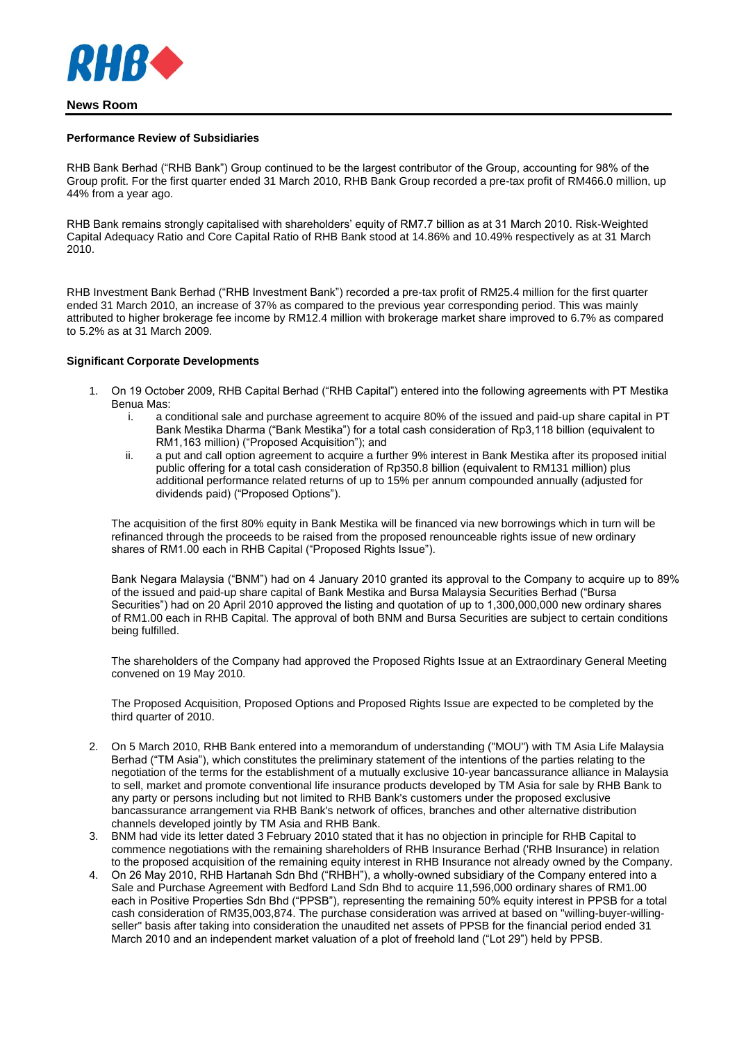**News Room**

**Performance Review of Subsidiaries**

RHB Bank Berhad ("RHB Bank") Group continued to be the largest contributor of the Group, accounting for 98% of the Group profit. For the first quarter ended 31 March 2010, RHB Bank Group recorded a pre-tax profit of RM466.0 million, up 44% from a year ago.

RHB Bank remains strongly capitalised with shareholders' equity of RM7.7 billion as at 31 March 2010. Risk-Weighted Capital Adequacy Ratio and Core Capital Ratio of RHB Bank stood at 14.86% and 10.49% respectively as at 31 March 2010.

RHB Investment Bank Berhad ("RHB Investment Bank") recorded a pre-tax profit of RM25.4 million for the first quarter ended 31 March 2010, an increase of 37% as compared to the previous year corresponding period. This was mainly attributed to higher brokerage fee income by RM12.4 million with brokerage market share improved to 6.7% as compared to 5.2% as at 31 March 2009.

**Significant Corporate Developments**

1. On 19 October 2009, RHB Capital Berhad ("RHB Capital") entered into the following agreements with PT Mestika Benua Mas:
   i. a conditional sale and purchase agreement to acquire 80% of the issued and paid-up share capital in PT Bank Mestika Dharma ("Bank Mestika") for a total cash consideration of Rp3,118 billion (equivalent to RM1,163 million) ("Proposed Acquisition"); and
   ii. a put and call option agreement to acquire a further 9% interest in Bank Mestika after its proposed initial public offering for a total cash consideration of Rp350.8 billion (equivalent to RM131 million) plus additional performance related returns of up to 15% per annum compounded annually (adjusted for dividends paid) ("Proposed Options").

   The acquisition of the first 80% equity in Bank Mestika will be financed via new borrowings which in turn will be refinanced through the proceeds to be raised from the proposed renounceable rights issue of new ordinary shares of RM1.00 each in RHB Capital ("Proposed Rights Issue").

   Bank Negara Malaysia ("BNM") had on 4 January 2010 granted its approval to the Company to acquire up to 89% of the issued and paid-up share capital of Bank Mestika and Bursa Malaysia Securities Berhad ("Bursa Securities") had on 20 April 2010 approved the listing and quotation of up to 1,300,000,000 new ordinary shares of RM1.00 each in RHB Capital. The approval of both BNM and Bursa Securities are subject to certain conditions being fulfilled.

   The shareholders of the Company had approved the Proposed Rights Issue at an Extraordinary General Meeting convened on 19 May 2010.

   The Proposed Acquisition, Proposed Options and Proposed Rights Issue are expected to be completed by the third quarter of 2010.

2. On 5 March 2010, RHB Bank entered into a memorandum of understanding ("MOU") with TM Asia Life Malaysia Berhad ("TM Asia"), which constitutes the preliminary statement of the intentions of the parties relating to the negotiation of the terms for the establishment of a mutually exclusive 10-year bancassurance alliance in Malaysia to sell, market and promote conventional life insurance products developed by TM Asia for sale by RHB Bank to any party or persons including but not limited to RHB Bank's customers under the proposed exclusive bancassurance arrangement via RHB Bank's network of offices, branches and other alternative distribution channels developed jointly by TM Asia and RHB Bank.
3. BNM had vide its letter dated 3 February 2010 stated that it has no objection in principle for RHB Capital to commence negotiations with the remaining shareholders of RHB Insurance Berhad ('RHB Insurance) in relation to the proposed acquisition of the remaining equity interest in RHB Insurance not already owned by the Company.
4. On 26 May 2010, RHB Hartanah Sdn Bhd ("RHBH"), a wholly-owned subsidiary of the Company entered into a Sale and Purchase Agreement with Bedford Land Sdn Bhd to acquire 11,596,000 ordinary shares of RM1.00 each in Positive Properties Sdn Bhd ("PPSB"), representing the remaining 50% equity interest in PPSB for a total cash consideration of RM35,003,874. The purchase consideration was arrived at based on "willing-buyer-willing-seller" basis after taking into consideration the unaudited net assets of PPSB for the financial period ended 31 March 2010 and an independent market valuation of a plot of freehold land ("Lot 29") held by PPSB.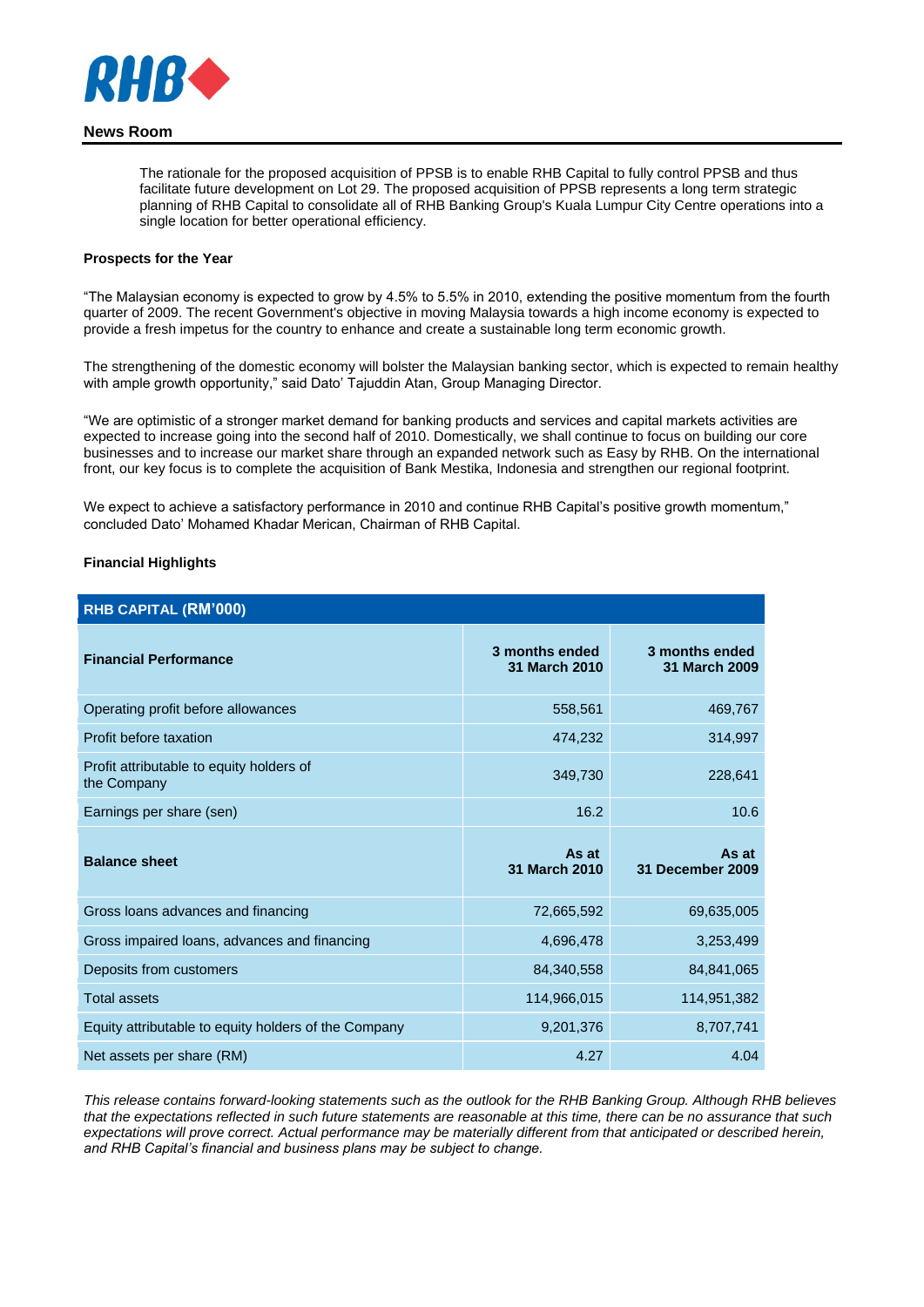The rationale for the proposed acquisition of PPSB is to enable RHB Capital to fully control PPSB and thus facilitate future development on Lot 29. The proposed acquisition of PPSB represents a long term strategic planning of RHB Capital to consolidate all of RHB Banking Group's Kuala Lumpur City Centre operations into a single location for better operational efficiency.

**Prospects for the Year**

"The Malaysian economy is expected to grow by 4.5% to 5.5% in 2010, extending the positive momentum from the fourth quarter of 2009. The recent Government's objective in moving Malaysia towards a high income economy is expected to provide a fresh impetus for the country to enhance and create a sustainable long term economic growth.

The strengthening of the domestic economy will bolster the Malaysian banking sector, which is expected to remain healthy with ample growth opportunity," said Dato' Tajuddin Atan, Group Managing Director.

"We are optimistic of a stronger market demand for banking products and services and capital markets activities are expected to increase going into the second half of 2010. Domestically, we shall continue to focus on building our core businesses and to increase our market share through an expanded network such as Easy by RHB. On the international front, our key focus is to complete the acquisition of Bank Mestika, Indonesia and strengthen our regional footprint.

We expect to achieve a satisfactory performance in 2010 and continue RHB Capital's positive growth momentum," concluded Dato' Mohamed Khadar Merican, Chairman of RHB Capital.

**Financial Highlights**

| RHB CAPITAL (RM'000) | | |
|---|---|---|
| **Financial Performance** | **3 months ended 31 March 2010** | **3 months ended 31 March 2009** |
| Operating profit before allowances | 558,561 | 469,767 |
| Profit before taxation | 474,232 | 314,997 |
| Profit attributable to equity holders of the Company | 349,730 | 228,641 |
| Earnings per share (sen) | 16.2 | 10.6 |
| **Balance sheet** | **As at 31 March 2010** | **As at 31 December 2009** |
| Gross loans advances and financing | 72,665,592 | 69,635,005 |
| Gross impaired loans, advances and financing | 4,696,478 | 3,253,499 |
| Deposits from customers | 84,340,558 | 84,841,065 |
| Total assets | 114,966,015 | 114,951,382 |
| Equity attributable to equity holders of the Company | 9,201,376 | 8,707,741 |
| Net assets per share (RM) | 4.27 | 4.04 |

*This release contains forward-looking statements such as the outlook for the RHB Banking Group. Although RHB believes that the expectations reflected in such future statements are reasonable at this time, there can be no assurance that such expectations will prove correct. Actual performance may be materially different from that anticipated or described herein, and RHB Capital's financial and business plans may be subject to change.*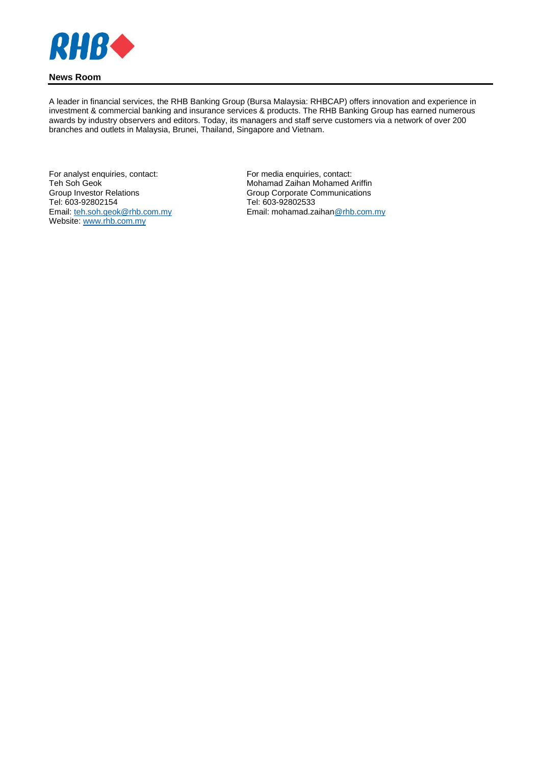**News Room**

A leader in financial services, the RHB Banking Group (Bursa Malaysia: RHBCAP) offers innovation and experience in investment & commercial banking and insurance services & products. The RHB Banking Group has earned numerous awards by industry observers and editors. Today, its managers and staff serve customers via a network of over 200 branches and outlets in Malaysia, Brunei, Thailand, Singapore and Vietnam.

For analyst enquiries, contact:
Teh Soh Geok
Group Investor Relations
Tel: 603-92802154
Email: teh.soh.geok@rhb.com.my
Website: www.rhb.com.my

For media enquiries, contact:
Mohamad Zaihan Mohamed Ariffin
Group Corporate Communications
Tel: 603-92802533
Email: mohamad.zaihan@rhb.com.my